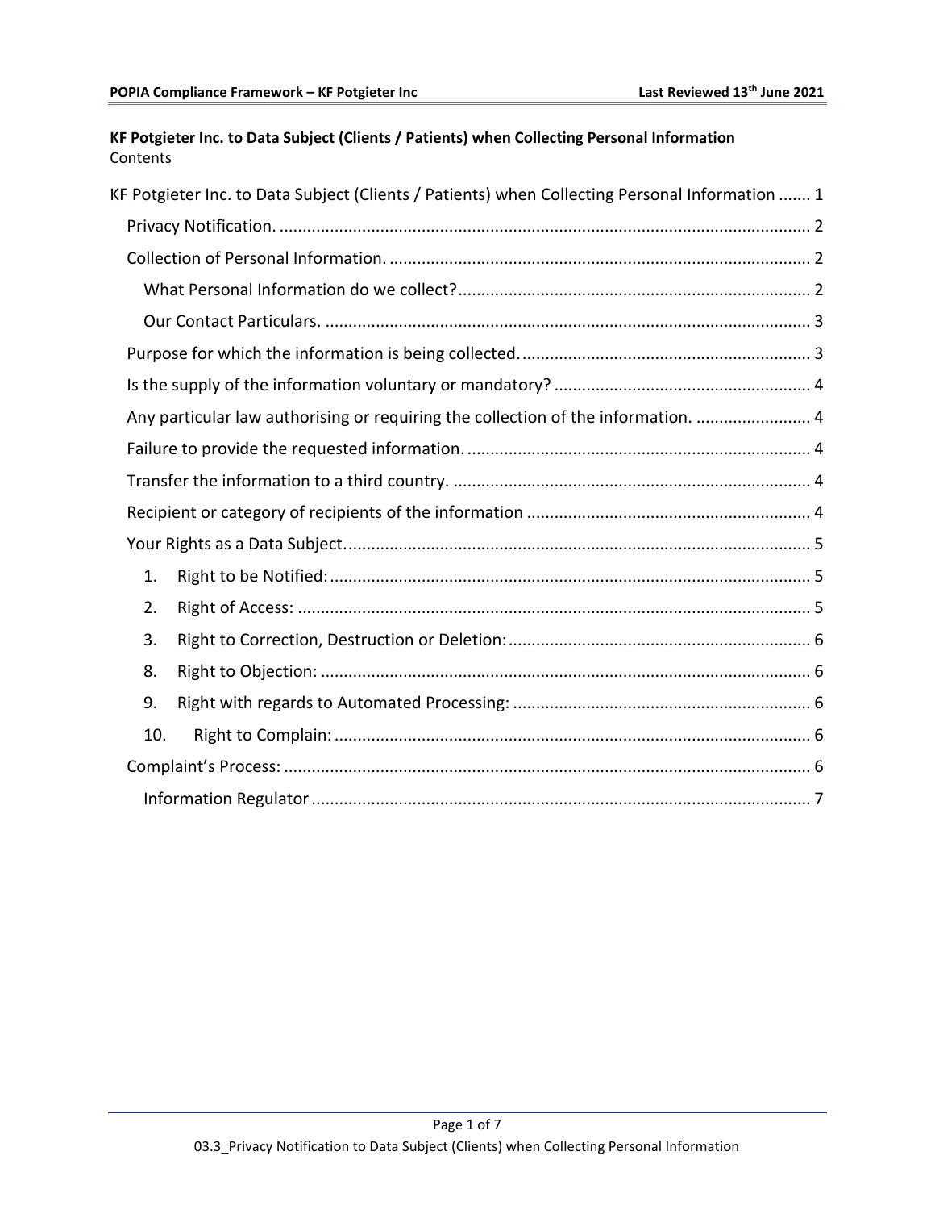**KF Potgieter Inc. to Data Subject (Clients / Patients) when Collecting Personal Information**

Contents

KF Potgieter Inc. to Data Subject (Clients / Patients) when Collecting Personal Information ....... 1

- Privacy Notification. ........ 2
- Collection of Personal Information. ........ 2
  - What Personal Information do we collect? ........ 2
  - Our Contact Particulars. ........ 3
- Purpose for which the information is being collected. ........ 3
- Is the supply of the information voluntary or mandatory? ........ 4
- Any particular law authorising or requiring the collection of the information. ........ 4
- Failure to provide the requested information. ........ 4
- Transfer the information to a third country. ........ 4
- Recipient or category of recipients of the information ........ 4
- Your Rights as a Data Subject. ........ 5
  - 1. Right to be Notified: ........ 5
  - 2. Right of Access: ........ 5
  - 3. Right to Correction, Destruction or Deletion: ........ 6
  - 8. Right to Objection: ........ 6
  - 9. Right with regards to Automated Processing: ........ 6
  - 10. Right to Complain: ........ 6
- Complaint's Process: ........ 6
  - Information Regulator ........ 7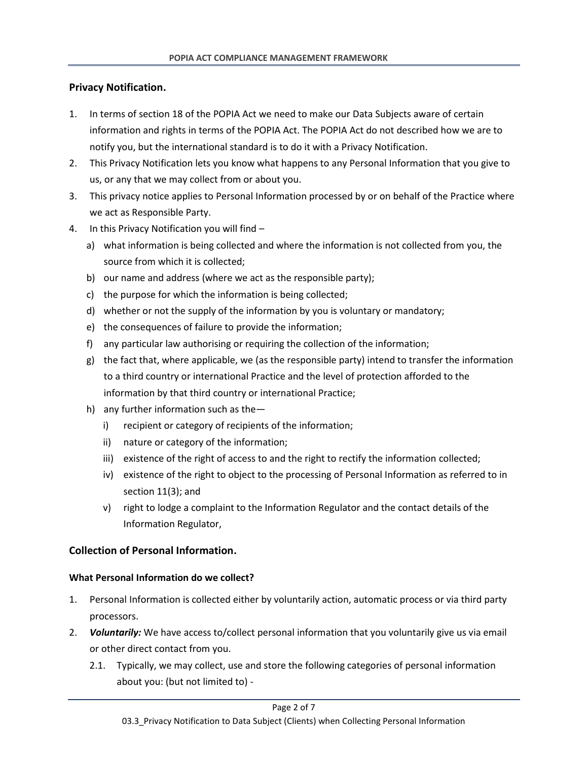## Privacy Notification.

1. In terms of section 18 of the POPIA Act we need to make our Data Subjects aware of certain information and rights in terms of the POPIA Act. The POPIA Act do not described how we are to notify you, but the international standard is to do it with a Privacy Notification.
2. This Privacy Notification lets you know what happens to any Personal Information that you give to us, or any that we may collect from or about you.
3. This privacy notice applies to Personal Information processed by or on behalf of the Practice where we act as Responsible Party.
4. In this Privacy Notification you will find –
   a) what information is being collected and where the information is not collected from you, the source from which it is collected;
   b) our name and address (where we act as the responsible party);
   c) the purpose for which the information is being collected;
   d) whether or not the supply of the information by you is voluntary or mandatory;
   e) the consequences of failure to provide the information;
   f) any particular law authorising or requiring the collection of the information;
   g) the fact that, where applicable, we (as the responsible party) intend to transfer the information to a third country or international Practice and the level of protection afforded to the information by that third country or international Practice;
   h) any further information such as the—
      i) recipient or category of recipients of the information;
      ii) nature or category of the information;
      iii) existence of the right of access to and the right to rectify the information collected;
      iv) existence of the right to object to the processing of Personal Information as referred to in section 11(3); and
      v) right to lodge a complaint to the Information Regulator and the contact details of the Information Regulator,

## Collection of Personal Information.

### What Personal Information do we collect?

1. Personal Information is collected either by voluntarily action, automatic process or via third party processors.
2. ***Voluntarily:*** We have access to/collect personal information that you voluntarily give us via email or other direct contact from you.
   2.1. Typically, we may collect, use and store the following categories of personal information about you: (but not limited to) -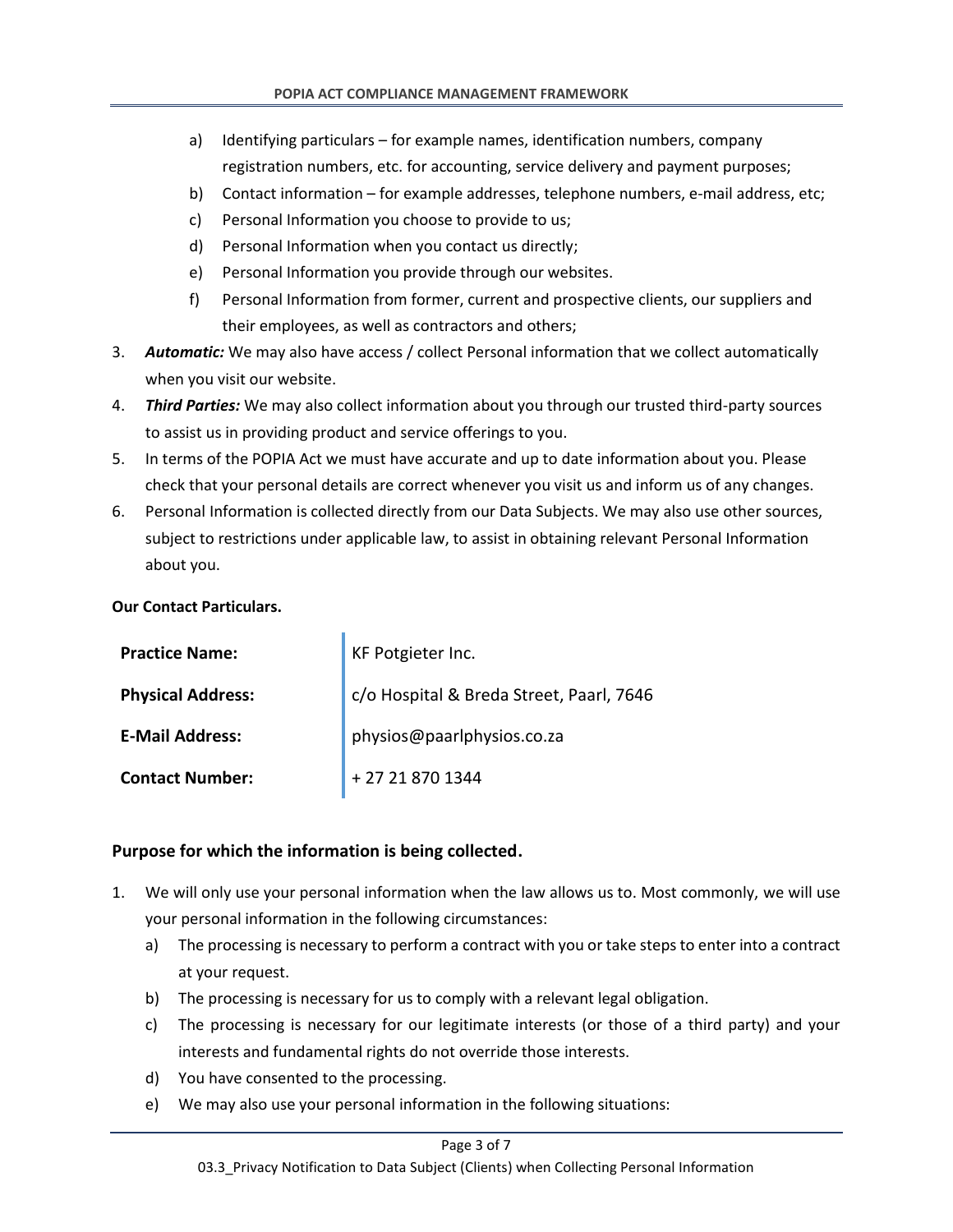a) Identifying particulars – for example names, identification numbers, company registration numbers, etc. for accounting, service delivery and payment purposes;
b) Contact information – for example addresses, telephone numbers, e-mail address, etc;
c) Personal Information you choose to provide to us;
d) Personal Information when you contact us directly;
e) Personal Information you provide through our websites.
f) Personal Information from former, current and prospective clients, our suppliers and their employees, as well as contractors and others;

3. ***Automatic:*** We may also have access / collect Personal information that we collect automatically when you visit our website.
4. ***Third Parties:*** We may also collect information about you through our trusted third-party sources to assist us in providing product and service offerings to you.
5. In terms of the POPIA Act we must have accurate and up to date information about you. Please check that your personal details are correct whenever you visit us and inform us of any changes.
6. Personal Information is collected directly from our Data Subjects. We may also use other sources, subject to restrictions under applicable law, to assist in obtaining relevant Personal Information about you.

**Our Contact Particulars.**

| | |
|---|---|
| **Practice Name:** | KF Potgieter Inc. |
| **Physical Address:** | c/o Hospital & Breda Street, Paarl, 7646 |
| **E-Mail Address:** | physios@paarlphysios.co.za |
| **Contact Number:** | + 27 21 870 1344 |

## Purpose for which the information is being collected.

1. We will only use your personal information when the law allows us to. Most commonly, we will use your personal information in the following circumstances:
   a) The processing is necessary to perform a contract with you or take steps to enter into a contract at your request.
   b) The processing is necessary for us to comply with a relevant legal obligation.
   c) The processing is necessary for our legitimate interests (or those of a third party) and your interests and fundamental rights do not override those interests.
   d) You have consented to the processing.
   e) We may also use your personal information in the following situations: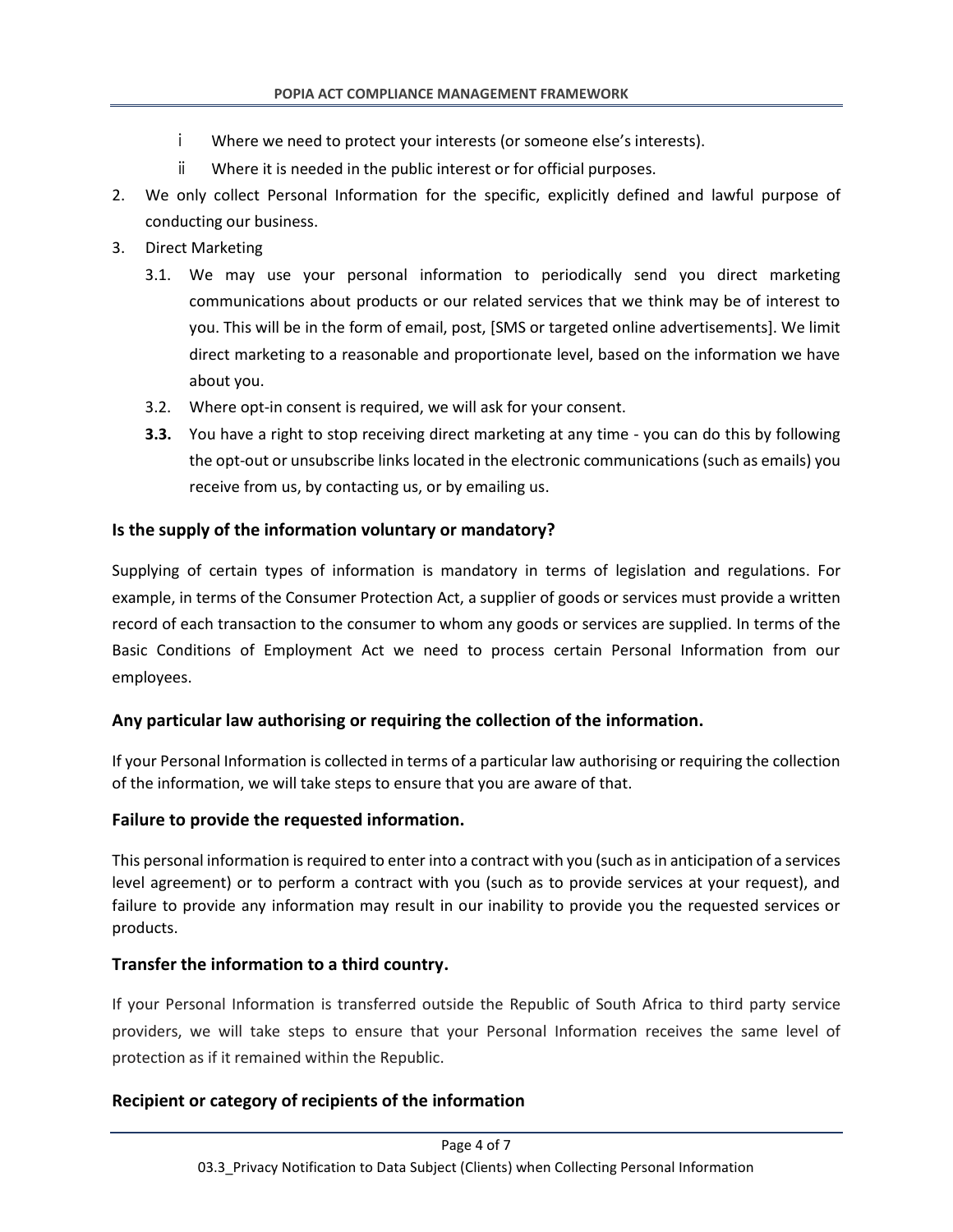- i Where we need to protect your interests (or someone else's interests).
- ii Where it is needed in the public interest or for official purposes.

2. We only collect Personal Information for the specific, explicitly defined and lawful purpose of conducting our business.
3. Direct Marketing
   - 3.1. We may use your personal information to periodically send you direct marketing communications about products or our related services that we think may be of interest to you. This will be in the form of email, post, [SMS or targeted online advertisements]. We limit direct marketing to a reasonable and proportionate level, based on the information we have about you.
   - 3.2. Where opt-in consent is required, we will ask for your consent.
   - **3.3.** You have a right to stop receiving direct marketing at any time - you can do this by following the opt-out or unsubscribe links located in the electronic communications (such as emails) you receive from us, by contacting us, or by emailing us.

### Is the supply of the information voluntary or mandatory?

Supplying of certain types of information is mandatory in terms of legislation and regulations. For example, in terms of the Consumer Protection Act, a supplier of goods or services must provide a written record of each transaction to the consumer to whom any goods or services are supplied. In terms of the Basic Conditions of Employment Act we need to process certain Personal Information from our employees.

### Any particular law authorising or requiring the collection of the information.

If your Personal Information is collected in terms of a particular law authorising or requiring the collection of the information, we will take steps to ensure that you are aware of that.

### Failure to provide the requested information.

This personal information is required to enter into a contract with you (such as in anticipation of a services level agreement) or to perform a contract with you (such as to provide services at your request), and failure to provide any information may result in our inability to provide you the requested services or products.

### Transfer the information to a third country.

If your Personal Information is transferred outside the Republic of South Africa to third party service providers, we will take steps to ensure that your Personal Information receives the same level of protection as if it remained within the Republic.

### Recipient or category of recipients of the information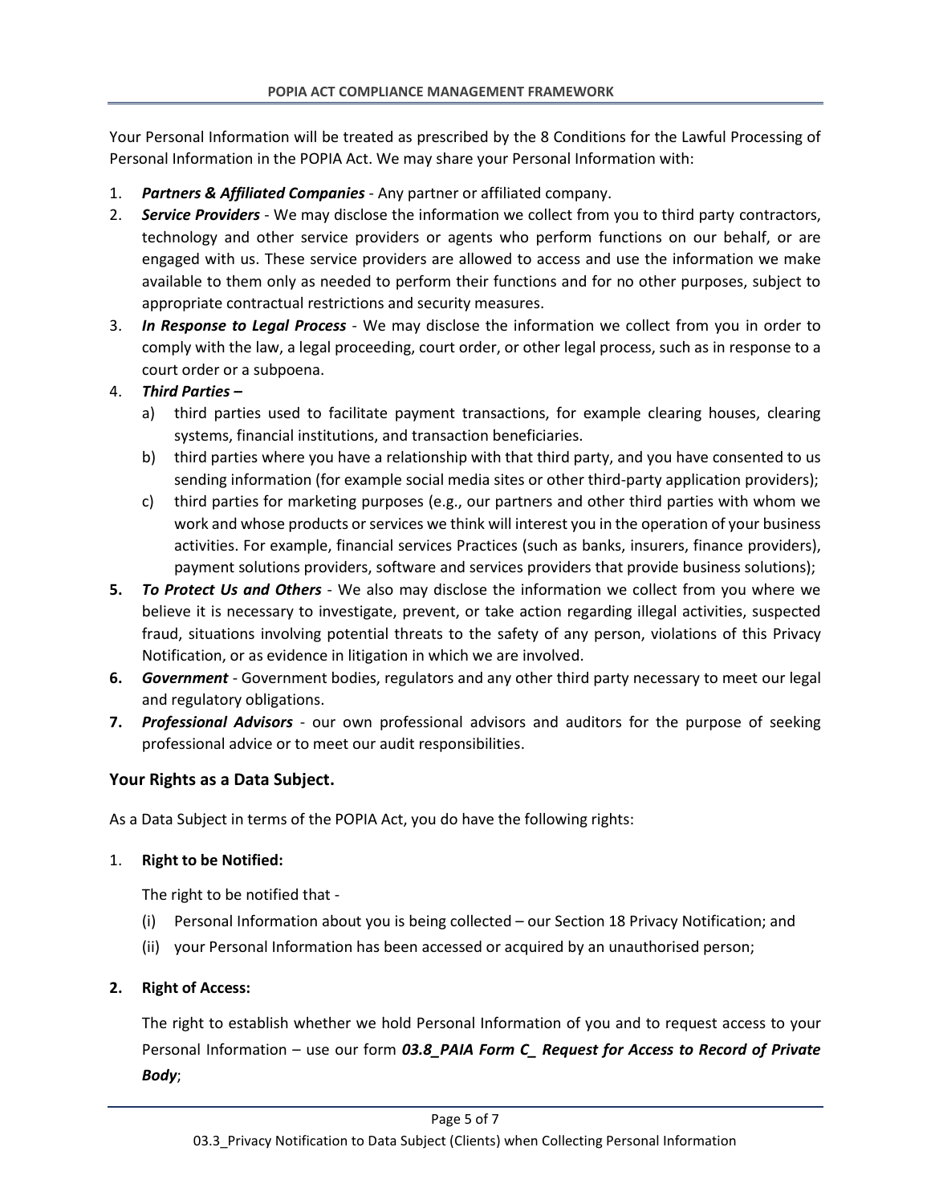Your Personal Information will be treated as prescribed by the 8 Conditions for the Lawful Processing of Personal Information in the POPIA Act. We may share your Personal Information with:

1. ***Partners & Affiliated Companies*** - Any partner or affiliated company.
2. ***Service Providers*** - We may disclose the information we collect from you to third party contractors, technology and other service providers or agents who perform functions on our behalf, or are engaged with us. These service providers are allowed to access and use the information we make available to them only as needed to perform their functions and for no other purposes, subject to appropriate contractual restrictions and security measures.
3. ***In Response to Legal Process*** - We may disclose the information we collect from you in order to comply with the law, a legal proceeding, court order, or other legal process, such as in response to a court order or a subpoena.
4. ***Third Parties –***
   a) third parties used to facilitate payment transactions, for example clearing houses, clearing systems, financial institutions, and transaction beneficiaries.
   b) third parties where you have a relationship with that third party, and you have consented to us sending information (for example social media sites or other third-party application providers);
   c) third parties for marketing purposes (e.g., our partners and other third parties with whom we work and whose products or services we think will interest you in the operation of your business activities. For example, financial services Practices (such as banks, insurers, finance providers), payment solutions providers, software and services providers that provide business solutions);
5. ***To Protect Us and Others*** - We also may disclose the information we collect from you where we believe it is necessary to investigate, prevent, or take action regarding illegal activities, suspected fraud, situations involving potential threats to the safety of any person, violations of this Privacy Notification, or as evidence in litigation in which we are involved.
6. ***Government*** - Government bodies, regulators and any other third party necessary to meet our legal and regulatory obligations.
7. ***Professional Advisors*** - our own professional advisors and auditors for the purpose of seeking professional advice or to meet our audit responsibilities.

### Your Rights as a Data Subject.

As a Data Subject in terms of the POPIA Act, you do have the following rights:

1. **Right to be Notified:**

   The right to be notified that -

   (i) Personal Information about you is being collected – our Section 18 Privacy Notification; and

   (ii) your Personal Information has been accessed or acquired by an unauthorised person;

2. **Right of Access:**

   The right to establish whether we hold Personal Information of you and to request access to your Personal Information – use our form ***03.8_PAIA Form C_ Request for Access to Record of Private Body***;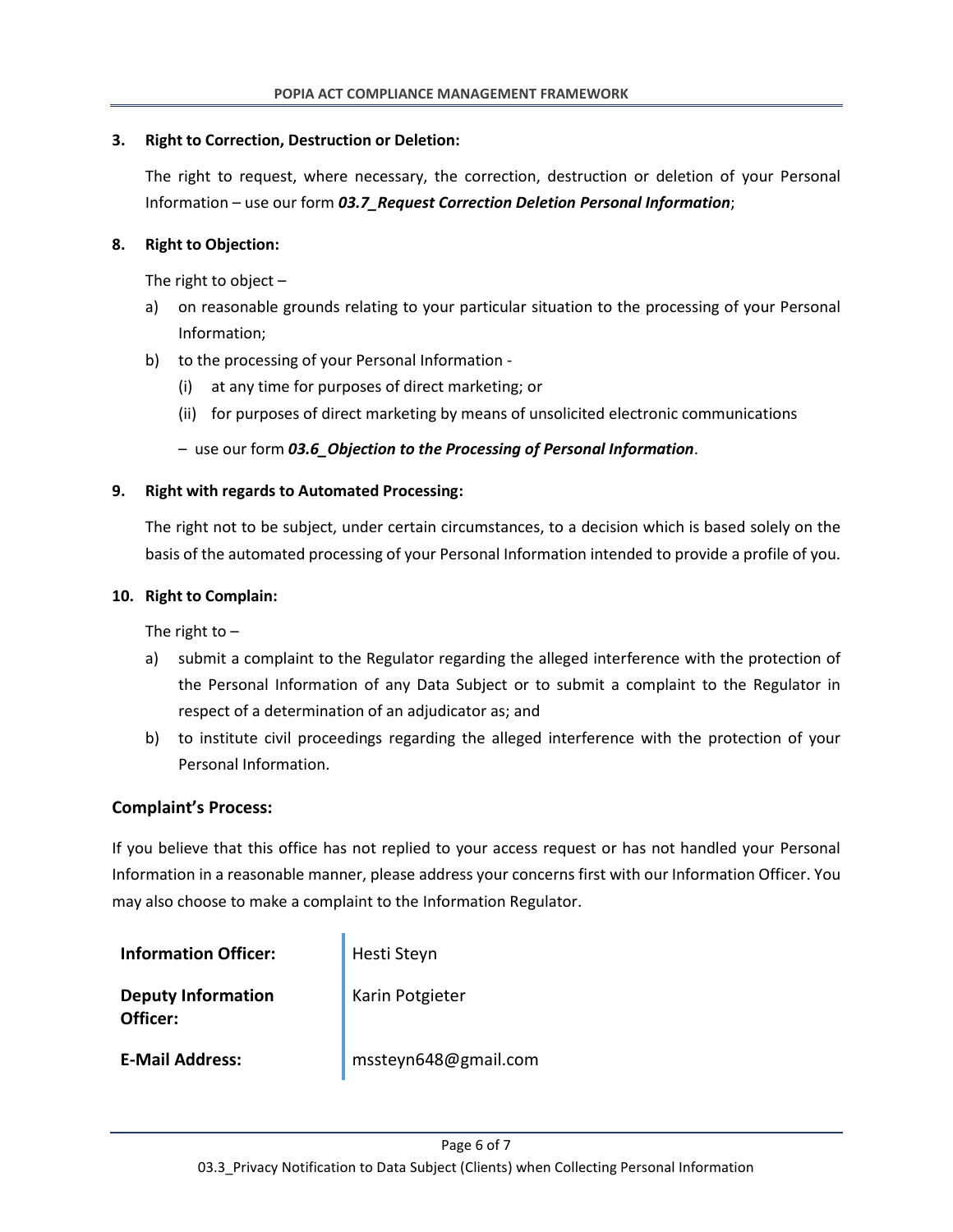**3. Right to Correction, Destruction or Deletion:**

The right to request, where necessary, the correction, destruction or deletion of your Personal Information – use our form ***03.7_Request Correction Deletion Personal Information***;

**8. Right to Objection:**

The right to object –

a) on reasonable grounds relating to your particular situation to the processing of your Personal Information;

b) to the processing of your Personal Information -

   (i) at any time for purposes of direct marketing; or

   (ii) for purposes of direct marketing by means of unsolicited electronic communications

   – use our form ***03.6_Objection to the Processing of Personal Information***.

**9. Right with regards to Automated Processing:**

The right not to be subject, under certain circumstances, to a decision which is based solely on the basis of the automated processing of your Personal Information intended to provide a profile of you.

**10. Right to Complain:**

The right to –

a) submit a complaint to the Regulator regarding the alleged interference with the protection of the Personal Information of any Data Subject or to submit a complaint to the Regulator in respect of a determination of an adjudicator as; and

b) to institute civil proceedings regarding the alleged interference with the protection of your Personal Information.

## Complaint's Process:

If you believe that this office has not replied to your access request or has not handled your Personal Information in a reasonable manner, please address your concerns first with our Information Officer. You may also choose to make a complaint to the Information Regulator.

| | |
|---|---|
| **Information Officer:** | Hesti Steyn |
| **Deputy Information Officer:** | Karin Potgieter |
| **E-Mail Address:** | mssteyn648@gmail.com |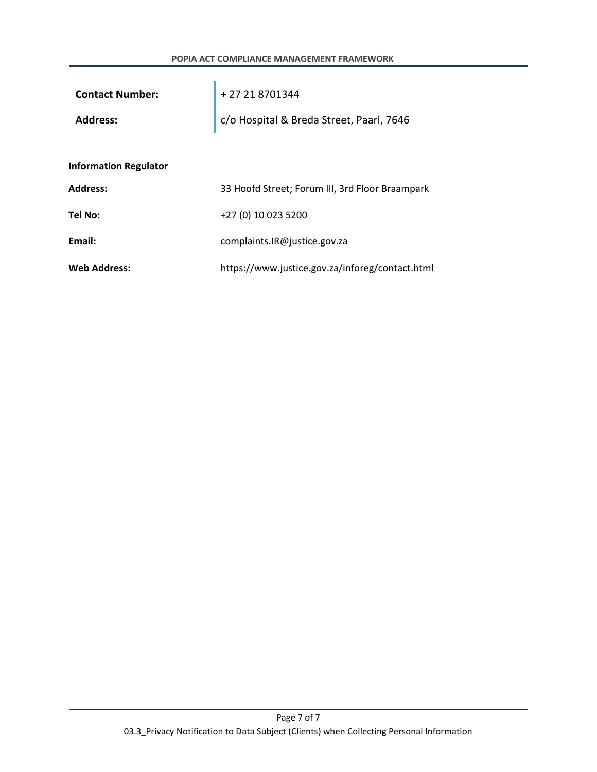| | |
|---|---|
| **Contact Number:** | + 27 21 8701344 |
| **Address:** | c/o Hospital & Breda Street, Paarl, 7646 |

**Information Regulator**

| | |
|---|---|
| **Address:** | 33 Hoofd Street; Forum III, 3rd Floor Braampark |
| **Tel No:** | +27 (0) 10 023 5200 |
| **Email:** | complaints.IR@justice.gov.za |
| **Web Address:** | https://www.justice.gov.za/inforeg/contact.html |